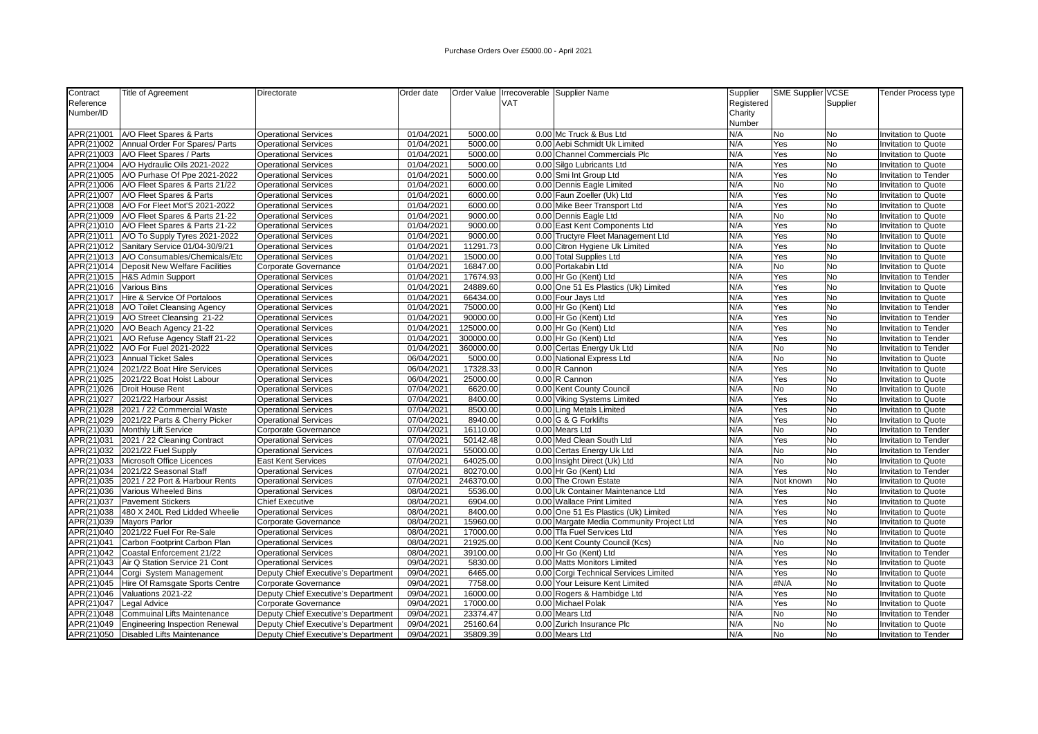# Purchase Orders Over £5000.00 - April 2021

| Contract Reference Number/ID | Title of Agreement | Directorate | Order date | Order Value | Irrecoverable VAT | Supplier Name | Supplier Registered Charity Number | SME Supplier | VCSE Supplier | Tender Process type |
|---|---|---|---|---|---|---|---|---|---|---|
| APR(21)001 | A/O Fleet Spares & Parts | Operational Services | 01/04/2021 | 5000.00 | 0.00 | Mc Truck & Bus Ltd | N/A | No | No | Invitation to Quote |
| APR(21)002 | Annual Order For Spares/ Parts | Operational Services | 01/04/2021 | 5000.00 | 0.00 | Aebi Schmidt Uk Limited | N/A | Yes | No | Invitation to Quote |
| APR(21)003 | A/O Fleet Spares / Parts | Operational Services | 01/04/2021 | 5000.00 | 0.00 | Channel Commercials Plc | N/A | Yes | No | Invitation to Quote |
| APR(21)004 | A/O Hydraulic Oils 2021-2022 | Operational Services | 01/04/2021 | 5000.00 | 0.00 | Silgo Lubricants Ltd | N/A | Yes | No | Invitation to Quote |
| APR(21)005 | A/O Purhase Of Ppe 2021-2022 | Operational Services | 01/04/2021 | 5000.00 | 0.00 | Smi Int Group Ltd | N/A | Yes | No | Invitation to Tender |
| APR(21)006 | A/O Fleet Spares & Parts 21/22 | Operational Services | 01/04/2021 | 6000.00 | 0.00 | Dennis Eagle Limited | N/A | No | No | Invitation to Quote |
| APR(21)007 | A/O Fleet Spares & Parts | Operational Services | 01/04/2021 | 6000.00 | 0.00 | Faun Zoeller (Uk) Ltd | N/A | Yes | No | Invitation to Quote |
| APR(21)008 | A/O For Fleet Mot'S 2021-2022 | Operational Services | 01/04/2021 | 6000.00 | 0.00 | Mike Beer Transport Ltd | N/A | Yes | No | Invitation to Quote |
| APR(21)009 | A/O Fleet Spares & Parts 21-22 | Operational Services | 01/04/2021 | 9000.00 | 0.00 | Dennis Eagle Ltd | N/A | No | No | Invitation to Quote |
| APR(21)010 | A/O Fleet Spares & Parts 21-22 | Operational Services | 01/04/2021 | 9000.00 | 0.00 | East Kent Components Ltd | N/A | Yes | No | Invitation to Quote |
| APR(21)011 | A/O To Supply Tyres 2021-2022 | Operational Services | 01/04/2021 | 9000.00 | 0.00 | Tructyre Fleet Management Ltd | N/A | Yes | No | Invitation to Quote |
| APR(21)012 | Sanitary Service 01/04-30/9/21 | Operational Services | 01/04/2021 | 11291.73 | 0.00 | Citron Hygiene Uk Limited | N/A | Yes | No | Invitation to Quote |
| APR(21)013 | A/O Consumables/Chemicals/Etc | Operational Services | 01/04/2021 | 15000.00 | 0.00 | Total Supplies Ltd | N/A | Yes | No | Invitation to Quote |
| APR(21)014 | Deposit New Welfare Facilities | Corporate Governance | 01/04/2021 | 16847.00 | 0.00 | Portakabin Ltd | N/A | No | No | Invitation to Quote |
| APR(21)015 | H&S Admin Support | Operational Services | 01/04/2021 | 17674.93 | 0.00 | Hr Go (Kent) Ltd | N/A | Yes | No | Invitation to Tender |
| APR(21)016 | Various Bins | Operational Services | 01/04/2021 | 24889.60 | 0.00 | One 51 Es Plastics (Uk) Limited | N/A | Yes | No | Invitation to Quote |
| APR(21)017 | Hire & Service Of Portaloos | Operational Services | 01/04/2021 | 66434.00 | 0.00 | Four Jays Ltd | N/A | Yes | No | Invitation to Quote |
| APR(21)018 | A/O Toilet Cleansing Agency | Operational Services | 01/04/2021 | 75000.00 | 0.00 | Hr Go (Kent) Ltd | N/A | Yes | No | Invitation to Tender |
| APR(21)019 | A/O Street Cleansing 21-22 | Operational Services | 01/04/2021 | 90000.00 | 0.00 | Hr Go (Kent) Ltd | N/A | Yes | No | Invitation to Tender |
| APR(21)020 | A/O Beach Agency 21-22 | Operational Services | 01/04/2021 | 125000.00 | 0.00 | Hr Go (Kent) Ltd | N/A | Yes | No | Invitation to Tender |
| APR(21)021 | A/O Refuse Agency Staff 21-22 | Operational Services | 01/04/2021 | 300000.00 | 0.00 | Hr Go (Kent) Ltd | N/A | Yes | No | Invitation to Tender |
| APR(21)022 | A/O For Fuel 2021-2022 | Operational Services | 01/04/2021 | 360000.00 | 0.00 | Certas Energy Uk Ltd | N/A | No | No | Invitation to Tender |
| APR(21)023 | Annual Ticket Sales | Operational Services | 06/04/2021 | 5000.00 | 0.00 | National Express Ltd | N/A | No | No | Invitation to Quote |
| APR(21)024 | 2021/22 Boat Hire Services | Operational Services | 06/04/2021 | 17328.33 | 0.00 | R Cannon | N/A | Yes | No | Invitation to Quote |
| APR(21)025 | 2021/22 Boat Hoist Labour | Operational Services | 06/04/2021 | 25000.00 | 0.00 | R Cannon | N/A | Yes | No | Invitation to Quote |
| APR(21)026 | Droit House Rent | Operational Services | 07/04/2021 | 6620.00 | 0.00 | Kent County Council | N/A | No | No | Invitation to Quote |
| APR(21)027 | 2021/22 Harbour Assist | Operational Services | 07/04/2021 | 8400.00 | 0.00 | Viking Systems Limited | N/A | Yes | No | Invitation to Quote |
| APR(21)028 | 2021 / 22 Commercial Waste | Operational Services | 07/04/2021 | 8500.00 | 0.00 | Ling Metals Limited | N/A | Yes | No | Invitation to Quote |
| APR(21)029 | 2021/22 Parts & Cherry Picker | Operational Services | 07/04/2021 | 8940.00 | 0.00 | G & G Forklifts | N/A | Yes | No | Invitation to Quote |
| APR(21)030 | Monthly Lift Service | Corporate Governance | 07/04/2021 | 16110.00 | 0.00 | Mears Ltd | N/A | No | No | Invitation to Tender |
| APR(21)031 | 2021 / 22 Cleaning Contract | Operational Services | 07/04/2021 | 50142.48 | 0.00 | Med Clean South Ltd | N/A | Yes | No | Invitation to Tender |
| APR(21)032 | 2021/22 Fuel Supply | Operational Services | 07/04/2021 | 55000.00 | 0.00 | Certas Energy Uk Ltd | N/A | No | No | Invitation to Tender |
| APR(21)033 | Microsoft Office Licences | East Kent Services | 07/04/2021 | 64025.00 | 0.00 | Insight Direct (Uk) Ltd | N/A | No | No | Invitation to Quote |
| APR(21)034 | 2021/22 Seasonal Staff | Operational Services | 07/04/2021 | 80270.00 | 0.00 | Hr Go (Kent) Ltd | N/A | Yes | No | Invitation to Tender |
| APR(21)035 | 2021 / 22 Port & Harbour Rents | Operational Services | 07/04/2021 | 246370.00 | 0.00 | The Crown Estate | N/A | Not known | No | Invitation to Quote |
| APR(21)036 | Various Wheeled Bins | Operational Services | 08/04/2021 | 5536.00 | 0.00 | Uk Container Maintenance Ltd | N/A | Yes | No | Invitation to Quote |
| APR(21)037 | Pavement Stickers | Chief Executive | 08/04/2021 | 6904.00 | 0.00 | Wallace Print Limited | N/A | Yes | No | Invitation to Quote |
| APR(21)038 | 480 X 240L Red Lidded Wheelie | Operational Services | 08/04/2021 | 8400.00 | 0.00 | One 51 Es Plastics (Uk) Limited | N/A | Yes | No | Invitation to Quote |
| APR(21)039 | Mayors Parlor | Corporate Governance | 08/04/2021 | 15960.00 | 0.00 | Margate Media Community Project Ltd | N/A | Yes | No | Invitation to Quote |
| APR(21)040 | 2021/22 Fuel For Re-Sale | Operational Services | 08/04/2021 | 17000.00 | 0.00 | Tfa Fuel Services Ltd | N/A | Yes | No | Invitation to Quote |
| APR(21)041 | Carbon Footprint Carbon Plan | Operational Services | 08/04/2021 | 21925.00 | 0.00 | Kent County Council (Kcs) | N/A | No | No | Invitation to Quote |
| APR(21)042 | Coastal Enforcement 21/22 | Operational Services | 08/04/2021 | 39100.00 | 0.00 | Hr Go (Kent) Ltd | N/A | Yes | No | Invitation to Tender |
| APR(21)043 | Air Q Station Service 21 Cont | Operational Services | 09/04/2021 | 5830.00 | 0.00 | Matts Monitors Limited | N/A | Yes | No | Invitation to Quote |
| APR(21)044 | Corgi System Management | Deputy Chief Executive's Department | 09/04/2021 | 6465.00 | 0.00 | Corgi Technical Services Limited | N/A | Yes | No | Invitation to Quote |
| APR(21)045 | Hire Of Ramsgate Sports Centre | Corporate Governance | 09/04/2021 | 7758.00 | 0.00 | Your Leisure Kent Limited | N/A | #N/A | No | Invitation to Quote |
| APR(21)046 | Valuations 2021-22 | Deputy Chief Executive's Department | 09/04/2021 | 16000.00 | 0.00 | Rogers & Hambidge Ltd | N/A | Yes | No | Invitation to Quote |
| APR(21)047 | Legal Advice | Corporate Governance | 09/04/2021 | 17000.00 | 0.00 | Michael Polak | N/A | Yes | No | Invitation to Quote |
| APR(21)048 | Commuinal Lifts Maintenance | Deputy Chief Executive's Department | 09/04/2021 | 23374.47 | 0.00 | Mears Ltd | N/A | No | No | Invitation to Tender |
| APR(21)049 | Engineering Inspection Renewal | Deputy Chief Executive's Department | 09/04/2021 | 25160.64 | 0.00 | Zurich Insurance Plc | N/A | No | No | Invitation to Quote |
| APR(21)050 | Disabled Lifts Maintenance | Deputy Chief Executive's Department | 09/04/2021 | 35809.39 | 0.00 | Mears Ltd | N/A | No | No | Invitation to Tender |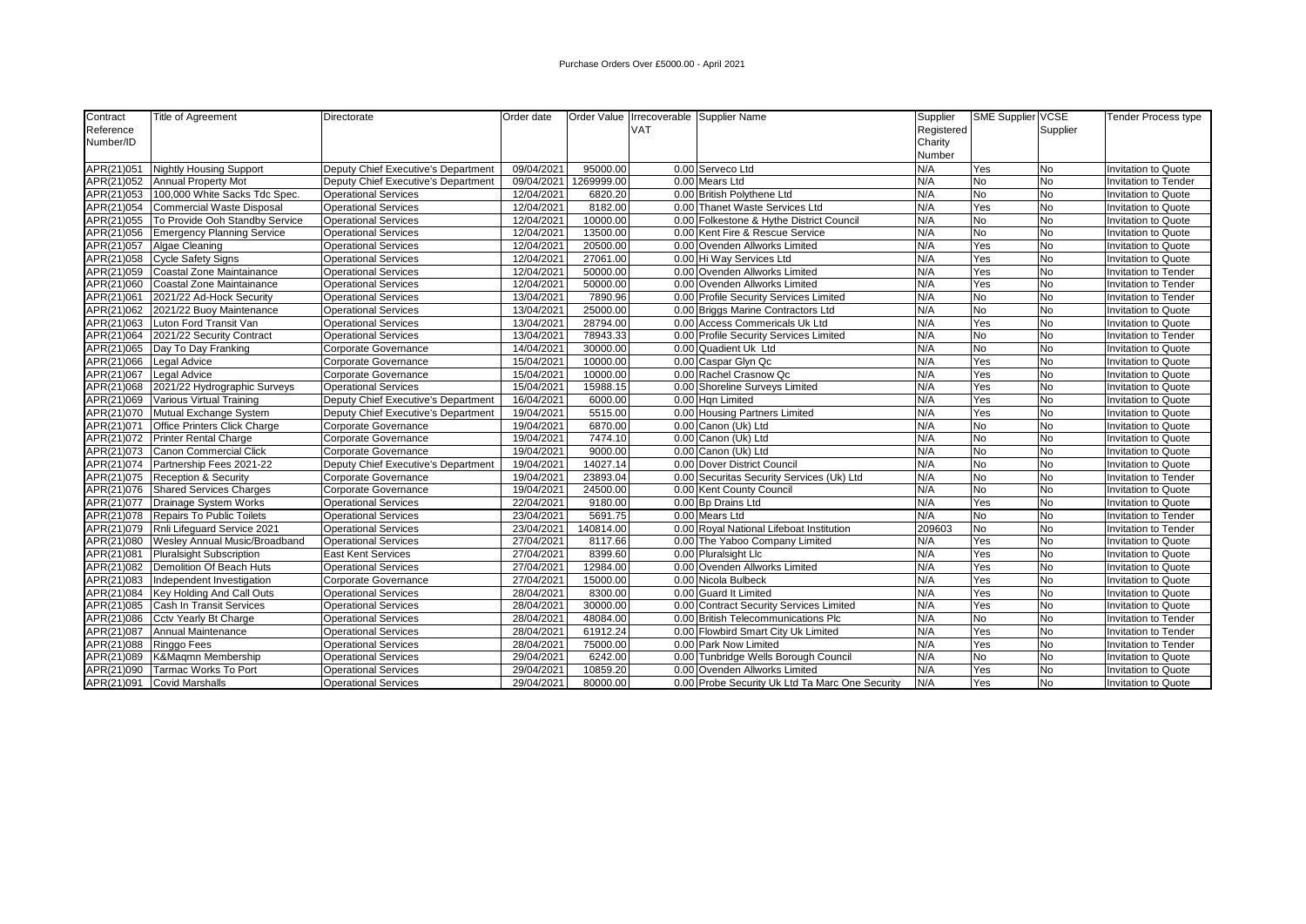# Purchase Orders Over £5000.00 - April 2021

| Contract Reference Number/ID | Title of Agreement | Directorate | Order date | Order Value | Irrecoverable VAT | Supplier Name | Supplier Registered Charity Number | SME Supplier | VCSE Supplier | Tender Process type |
|---|---|---|---|---|---|---|---|---|---|---|
| APR(21)051 | Nightly Housing Support | Deputy Chief Executive's Department | 09/04/2021 | 95000.00 | 0.00 | Serveco Ltd | N/A | Yes | No | Invitation to Quote |
| APR(21)052 | Annual Property Mot | Deputy Chief Executive's Department | 09/04/2021 | 1269999.00 | 0.00 | Mears Ltd | N/A | No | No | Invitation to Tender |
| APR(21)053 | 100,000 White Sacks Tdc Spec. | Operational Services | 12/04/2021 | 6820.20 | 0.00 | British Polythene Ltd | N/A | No | No | Invitation to Quote |
| APR(21)054 | Commercial Waste Disposal | Operational Services | 12/04/2021 | 8182.00 | 0.00 | Thanet Waste Services Ltd | N/A | Yes | No | Invitation to Quote |
| APR(21)055 | To Provide Ooh Standby Service | Operational Services | 12/04/2021 | 10000.00 | 0.00 | Folkestone & Hythe District Council | N/A | No | No | Invitation to Quote |
| APR(21)056 | Emergency Planning Service | Operational Services | 12/04/2021 | 13500.00 | 0.00 | Kent Fire & Rescue Service | N/A | No | No | Invitation to Quote |
| APR(21)057 | Algae Cleaning | Operational Services | 12/04/2021 | 20500.00 | 0.00 | Ovenden Allworks Limited | N/A | Yes | No | Invitation to Quote |
| APR(21)058 | Cycle Safety Signs | Operational Services | 12/04/2021 | 27061.00 | 0.00 | Hi Way Services Ltd | N/A | Yes | No | Invitation to Quote |
| APR(21)059 | Coastal Zone Maintainance | Operational Services | 12/04/2021 | 50000.00 | 0.00 | Ovenden Allworks Limited | N/A | Yes | No | Invitation to Tender |
| APR(21)060 | Coastal Zone Maintainance | Operational Services | 12/04/2021 | 50000.00 | 0.00 | Ovenden Allworks Limited | N/A | Yes | No | Invitation to Tender |
| APR(21)061 | 2021/22 Ad-Hock Security | Operational Services | 13/04/2021 | 7890.96 | 0.00 | Profile Security Services Limited | N/A | No | No | Invitation to Tender |
| APR(21)062 | 2021/22 Buoy Maintenance | Operational Services | 13/04/2021 | 25000.00 | 0.00 | Briggs Marine Contractors Ltd | N/A | No | No | Invitation to Quote |
| APR(21)063 | Luton Ford Transit Van | Operational Services | 13/04/2021 | 28794.00 | 0.00 | Access Commericals Uk Ltd | N/A | Yes | No | Invitation to Quote |
| APR(21)064 | 2021/22 Security Contract | Operational Services | 13/04/2021 | 78943.33 | 0.00 | Profile Security Services Limited | N/A | No | No | Invitation to Tender |
| APR(21)065 | Day To Day Franking | Corporate Governance | 14/04/2021 | 30000.00 | 0.00 | Quadient Uk Ltd | N/A | No | No | Invitation to Quote |
| APR(21)066 | Legal Advice | Corporate Governance | 15/04/2021 | 10000.00 | 0.00 | Caspar Glyn Qc | N/A | Yes | No | Invitation to Quote |
| APR(21)067 | Legal Advice | Corporate Governance | 15/04/2021 | 10000.00 | 0.00 | Rachel Crasnow Qc | N/A | Yes | No | Invitation to Quote |
| APR(21)068 | 2021/22 Hydrographic Surveys | Operational Services | 15/04/2021 | 15988.15 | 0.00 | Shoreline Surveys Limited | N/A | Yes | No | Invitation to Quote |
| APR(21)069 | Various Virtual Training | Deputy Chief Executive's Department | 16/04/2021 | 6000.00 | 0.00 | Hqn Limited | N/A | Yes | No | Invitation to Quote |
| APR(21)070 | Mutual Exchange System | Deputy Chief Executive's Department | 19/04/2021 | 5515.00 | 0.00 | Housing Partners Limited | N/A | Yes | No | Invitation to Quote |
| APR(21)071 | Office Printers Click Charge | Corporate Governance | 19/04/2021 | 6870.00 | 0.00 | Canon (Uk) Ltd | N/A | No | No | Invitation to Quote |
| APR(21)072 | Printer Rental Charge | Corporate Governance | 19/04/2021 | 7474.10 | 0.00 | Canon (Uk) Ltd | N/A | No | No | Invitation to Quote |
| APR(21)073 | Canon Commercial Click | Corporate Governance | 19/04/2021 | 9000.00 | 0.00 | Canon (Uk) Ltd | N/A | No | No | Invitation to Quote |
| APR(21)074 | Partnership Fees 2021-22 | Deputy Chief Executive's Department | 19/04/2021 | 14027.14 | 0.00 | Dover District Council | N/A | No | No | Invitation to Quote |
| APR(21)075 | Reception & Security | Corporate Governance | 19/04/2021 | 23893.04 | 0.00 | Securitas Security Services (Uk) Ltd | N/A | No | No | Invitation to Tender |
| APR(21)076 | Shared Services Charges | Corporate Governance | 19/04/2021 | 24500.00 | 0.00 | Kent County Council | N/A | No | No | Invitation to Quote |
| APR(21)077 | Drainage System Works | Operational Services | 22/04/2021 | 9180.00 | 0.00 | Bp Drains Ltd | N/A | Yes | No | Invitation to Quote |
| APR(21)078 | Repairs To Public Toilets | Operational Services | 23/04/2021 | 5691.75 | 0.00 | Mears Ltd | N/A | No | No | Invitation to Tender |
| APR(21)079 | Rnli Lifeguard Service 2021 | Operational Services | 23/04/2021 | 140814.00 | 0.00 | Royal National Lifeboat Institution | 209603 | No | No | Invitation to Tender |
| APR(21)080 | Wesley Annual Music/Broadband | Operational Services | 27/04/2021 | 8117.66 | 0.00 | The Yaboo Company Limited | N/A | Yes | No | Invitation to Quote |
| APR(21)081 | Pluralsight Subscription | East Kent Services | 27/04/2021 | 8399.60 | 0.00 | Pluralsight Llc | N/A | Yes | No | Invitation to Quote |
| APR(21)082 | Demolition Of Beach Huts | Operational Services | 27/04/2021 | 12984.00 | 0.00 | Ovenden Allworks Limited | N/A | Yes | No | Invitation to Quote |
| APR(21)083 | Independent Investigation | Corporate Governance | 27/04/2021 | 15000.00 | 0.00 | Nicola Bulbeck | N/A | Yes | No | Invitation to Quote |
| APR(21)084 | Key Holding And Call Outs | Operational Services | 28/04/2021 | 8300.00 | 0.00 | Guard It Limited | N/A | Yes | No | Invitation to Quote |
| APR(21)085 | Cash In Transit Services | Operational Services | 28/04/2021 | 30000.00 | 0.00 | Contract Security Services Limited | N/A | Yes | No | Invitation to Quote |
| APR(21)086 | Cctv Yearly Bt Charge | Operational Services | 28/04/2021 | 48084.00 | 0.00 | British Telecommunications Plc | N/A | No | No | Invitation to Tender |
| APR(21)087 | Annual Maintenance | Operational Services | 28/04/2021 | 61912.24 | 0.00 | Flowbird Smart City Uk Limited | N/A | Yes | No | Invitation to Tender |
| APR(21)088 | Ringgo Fees | Operational Services | 28/04/2021 | 75000.00 | 0.00 | Park Now Limited | N/A | Yes | No | Invitation to Tender |
| APR(21)089 | K&Maqmn Membership | Operational Services | 29/04/2021 | 6242.00 | 0.00 | Tunbridge Wells Borough Council | N/A | No | No | Invitation to Quote |
| APR(21)090 | Tarmac Works To Port | Operational Services | 29/04/2021 | 10859.20 | 0.00 | Ovenden Allworks Limited | N/A | Yes | No | Invitation to Quote |
| APR(21)091 | Covid Marshalls | Operational Services | 29/04/2021 | 80000.00 | 0.00 | Probe Security Uk Ltd Ta Marc One Security | N/A | Yes | No | Invitation to Quote |